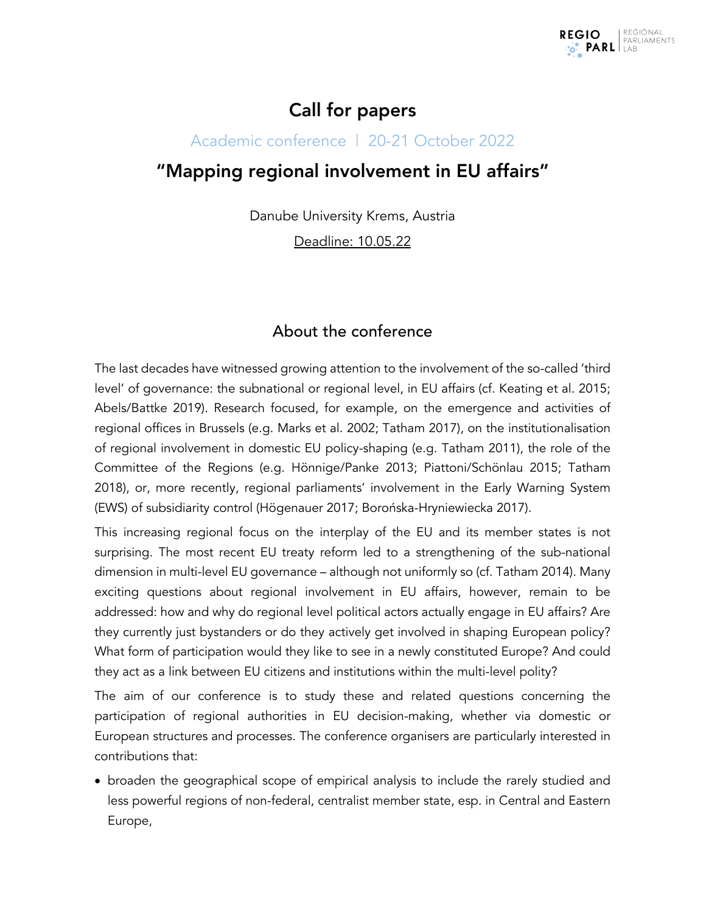# Call for papers

Academic conference | 20-21 October 2022

## "Mapping regional involvement in EU affairs"

Danube University Krems, Austria

Deadline: 10.05.22

## About the conference

The last decades have witnessed growing attention to the involvement of the so-called 'third level' of governance: the subnational or regional level, in EU affairs (cf. Keating et al. 2015; Abels/Battke 2019). Research focused, for example, on the emergence and activities of regional offices in Brussels (e.g. Marks et al. 2002; Tatham 2017), on the institutionalisation of regional involvement in domestic EU policy-shaping (e.g. Tatham 2011), the role of the Committee of the Regions (e.g. Hönnige/Panke 2013; Piattoni/Schönlau 2015; Tatham 2018), or, more recently, regional parliaments' involvement in the Early Warning System (EWS) of subsidiarity control (Högenauer 2017; Borońska-Hryniewiecka 2017).

This increasing regional focus on the interplay of the EU and its member states is not surprising. The most recent EU treaty reform led to a strengthening of the sub-national dimension in multi-level EU governance – although not uniformly so (cf. Tatham 2014). Many exciting questions about regional involvement in EU affairs, however, remain to be addressed: how and why do regional level political actors actually engage in EU affairs? Are they currently just bystanders or do they actively get involved in shaping European policy? What form of participation would they like to see in a newly constituted Europe? And could they act as a link between EU citizens and institutions within the multi-level polity?

The aim of our conference is to study these and related questions concerning the participation of regional authorities in EU decision-making, whether via domestic or European structures and processes. The conference organisers are particularly interested in contributions that:

- broaden the geographical scope of empirical analysis to include the rarely studied and less powerful regions of non-federal, centralist member state, esp. in Central and Eastern Europe,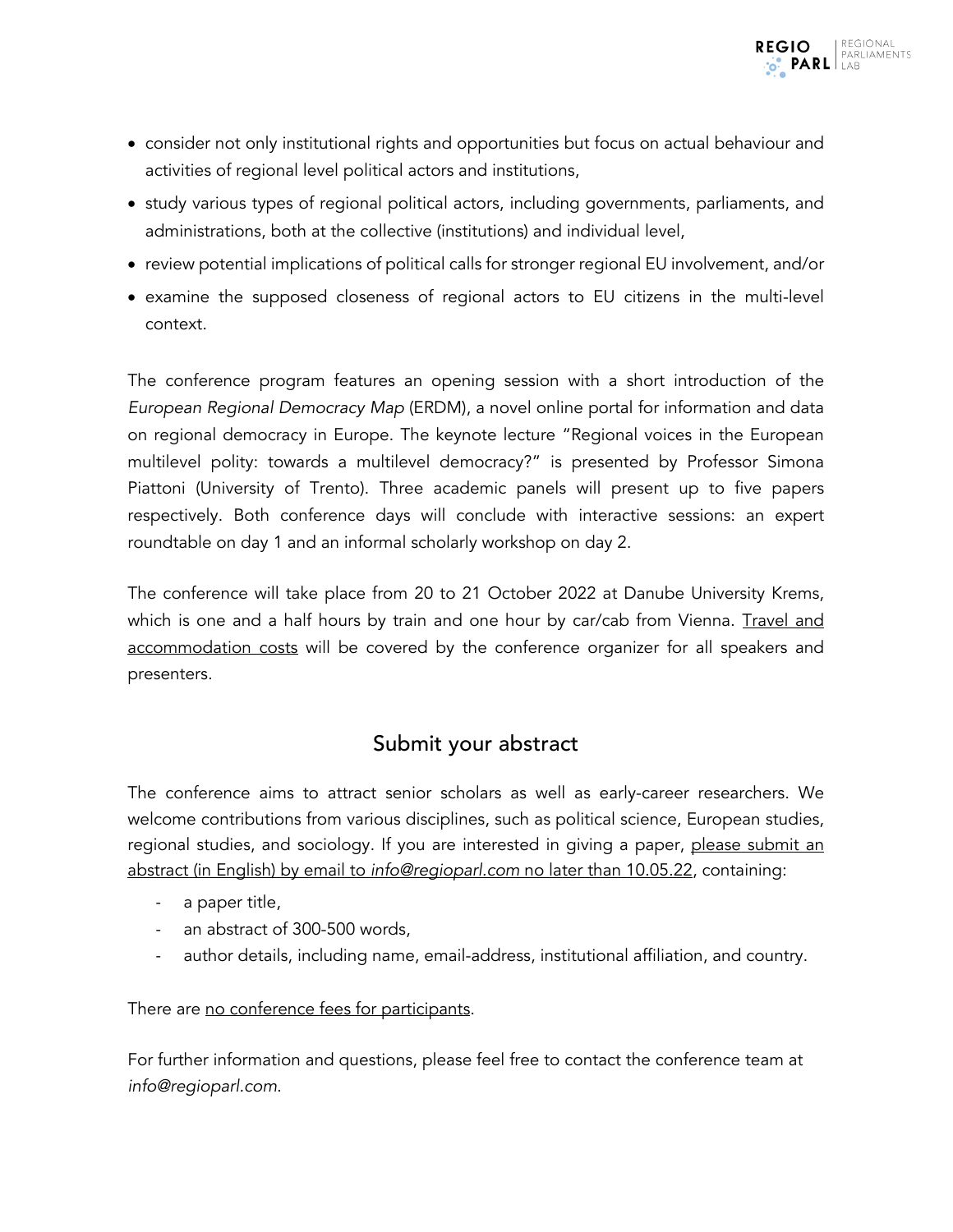- consider not only institutional rights and opportunities but focus on actual behaviour and activities of regional level political actors and institutions,
- study various types of regional political actors, including governments, parliaments, and administrations, both at the collective (institutions) and individual level,
- review potential implications of political calls for stronger regional EU involvement, and/or
- examine the supposed closeness of regional actors to EU citizens in the multi-level context.

The conference program features an opening session with a short introduction of the *European Regional Democracy Map* (ERDM), a novel online portal for information and data on regional democracy in Europe. The keynote lecture "Regional voices in the European multilevel polity: towards a multilevel democracy?" is presented by Professor Simona Piattoni (University of Trento). Three academic panels will present up to five papers respectively. Both conference days will conclude with interactive sessions: an expert roundtable on day 1 and an informal scholarly workshop on day 2.

The conference will take place from 20 to 21 October 2022 at Danube University Krems, which is one and a half hours by train and one hour by car/cab from Vienna. Travel and accommodation costs will be covered by the conference organizer for all speakers and presenters.

## Submit your abstract

The conference aims to attract senior scholars as well as early-career researchers. We welcome contributions from various disciplines, such as political science, European studies, regional studies, and sociology. If you are interested in giving a paper, please submit an abstract (in English) by email to *info@regioparl.com* no later than 10.05.22, containing:

- a paper title,
- an abstract of 300-500 words,
- author details, including name, email-address, institutional affiliation, and country.

There are no conference fees for participants.

For further information and questions, please feel free to contact the conference team at *info@regioparl.com*.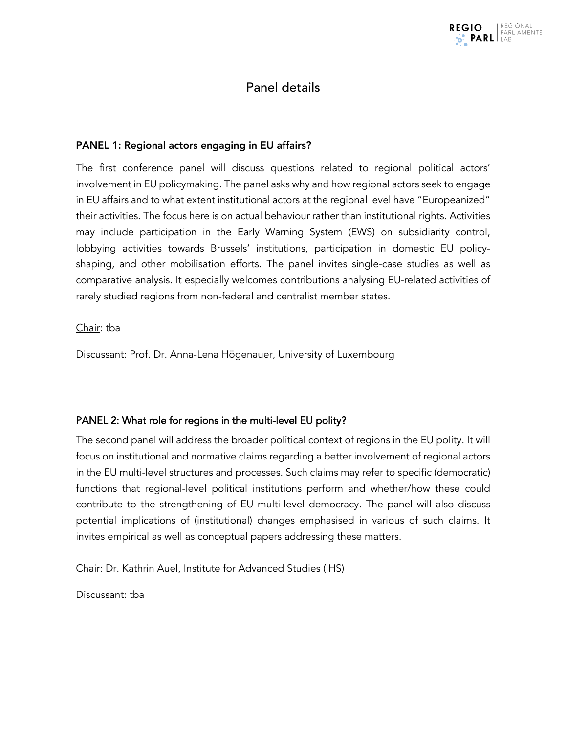# Panel details

## PANEL 1: Regional actors engaging in EU affairs?

The first conference panel will discuss questions related to regional political actors' involvement in EU policymaking. The panel asks why and how regional actors seek to engage in EU affairs and to what extent institutional actors at the regional level have "Europeanized" their activities. The focus here is on actual behaviour rather than institutional rights. Activities may include participation in the Early Warning System (EWS) on subsidiarity control, lobbying activities towards Brussels' institutions, participation in domestic EU policy-shaping, and other mobilisation efforts. The panel invites single-case studies as well as comparative analysis. It especially welcomes contributions analysing EU-related activities of rarely studied regions from non-federal and centralist member states.

Chair: tba

Discussant: Prof. Dr. Anna-Lena Högenauer, University of Luxembourg

## PANEL 2: What role for regions in the multi-level EU polity?

The second panel will address the broader political context of regions in the EU polity. It will focus on institutional and normative claims regarding a better involvement of regional actors in the EU multi-level structures and processes. Such claims may refer to specific (democratic) functions that regional-level political institutions perform and whether/how these could contribute to the strengthening of EU multi-level democracy. The panel will also discuss potential implications of (institutional) changes emphasised in various of such claims. It invites empirical as well as conceptual papers addressing these matters.

Chair: Dr. Kathrin Auel, Institute for Advanced Studies (IHS)

Discussant: tba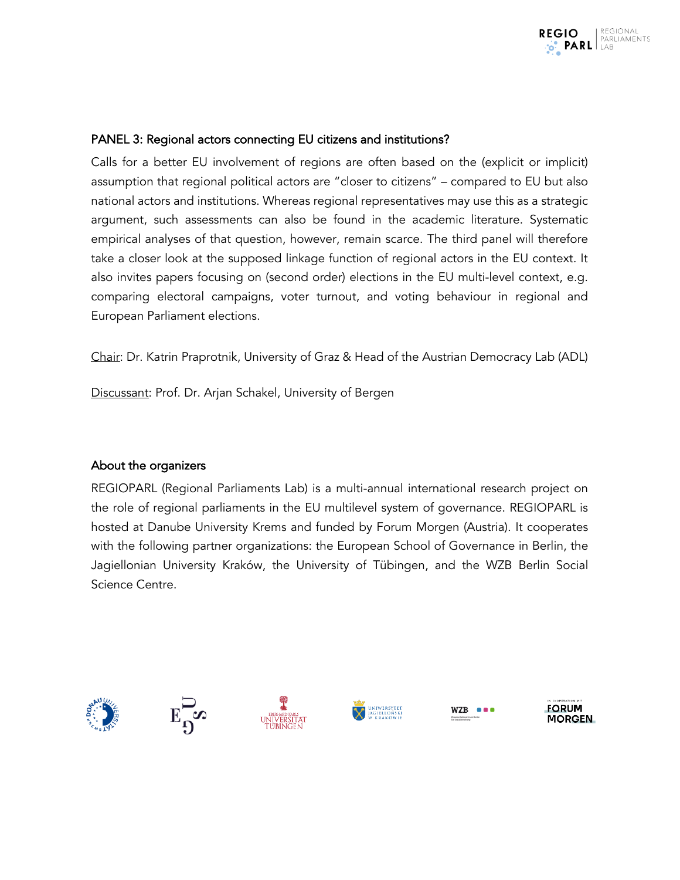## PANEL 3: Regional actors connecting EU citizens and institutions?

Calls for a better EU involvement of regions are often based on the (explicit or implicit) assumption that regional political actors are "closer to citizens" – compared to EU but also national actors and institutions. Whereas regional representatives may use this as a strategic argument, such assessments can also be found in the academic literature. Systematic empirical analyses of that question, however, remain scarce. The third panel will therefore take a closer look at the supposed linkage function of regional actors in the EU context. It also invites papers focusing on (second order) elections in the EU multi-level context, e.g. comparing electoral campaigns, voter turnout, and voting behaviour in regional and European Parliament elections.

Chair: Dr. Katrin Praprotnik, University of Graz & Head of the Austrian Democracy Lab (ADL)

Discussant: Prof. Dr. Arjan Schakel, University of Bergen

## About the organizers

REGIOPARL (Regional Parliaments Lab) is a multi-annual international research project on the role of regional parliaments in the EU multilevel system of governance. REGIOPARL is hosted at Danube University Krems and funded by Forum Morgen (Austria). It cooperates with the following partner organizations: the European School of Governance in Berlin, the Jagiellonian University Kraków, the University of Tübingen, and the WZB Berlin Social Science Centre.